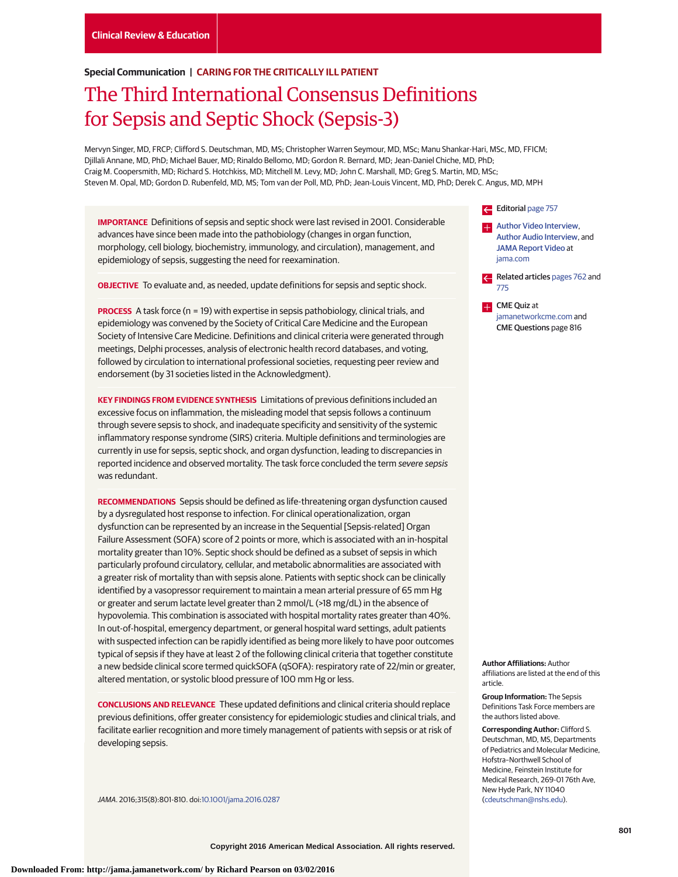Clinical Review & Education

**Special Communication** | **CARING FOR THE CRITICALLY ILL PATIENT**

# The Third International Consensus Definitions for Sepsis and Septic Shock (Sepsis-3)

Mervyn Singer, MD, FRCP; Clifford S. Deutschman, MD, MS; Christopher Warren Seymour, MD, MSc; Manu Shankar-Hari, MSc, MD, FFICM; Djillali Annane, MD, PhD; Michael Bauer, MD; Rinaldo Bellomo, MD; Gordon R. Bernard, MD; Jean-Daniel Chiche, MD, PhD; Craig M. Coopersmith, MD; Richard S. Hotchkiss, MD; Mitchell M. Levy, MD; John C. Marshall, MD; Greg S. Martin, MD, MSc; Steven M. Opal, MD; Gordon D. Rubenfeld, MD, MS; Tom van der Poll, MD, PhD; Jean-Louis Vincent, MD, PhD; Derek C. Angus, MD, MPH

**IMPORTANCE** Definitions of sepsis and septic shock were last revised in 2001. Considerable advances have since been made into the pathobiology (changes in organ function, morphology, cell biology, biochemistry, immunology, and circulation), management, and epidemiology of sepsis, suggesting the need for reexamination.

**OBJECTIVE** To evaluate and, as needed, update definitions for sepsis and septic shock.

**PROCESS** A task force (n = 19) with expertise in sepsis pathobiology, clinical trials, and epidemiology was convened by the Society of Critical Care Medicine and the European Society of Intensive Care Medicine. Definitions and clinical criteria were generated through meetings, Delphi processes, analysis of electronic health record databases, and voting, followed by circulation to international professional societies, requesting peer review and endorsement (by 31 societies listed in the Acknowledgment).

**KEY FINDINGS FROM EVIDENCE SYNTHESIS** Limitations of previous definitions included an excessive focus on inflammation, the misleading model that sepsis follows a continuum through severe sepsis to shock, and inadequate specificity and sensitivity of the systemic inflammatory response syndrome (SIRS) criteria. Multiple definitions and terminologies are currently in use for sepsis, septic shock, and organ dysfunction, leading to discrepancies in reported incidence and observed mortality. The task force concluded the term *severe sepsis* was redundant.

**RECOMMENDATIONS** Sepsis should be defined as life-threatening organ dysfunction caused by a dysregulated host response to infection. For clinical operationalization, organ dysfunction can be represented by an increase in the Sequential [Sepsis-related] Organ Failure Assessment (SOFA) score of 2 points or more, which is associated with an in-hospital mortality greater than 10%. Septic shock should be defined as a subset of sepsis in which particularly profound circulatory, cellular, and metabolic abnormalities are associated with a greater risk of mortality than with sepsis alone. Patients with septic shock can be clinically identified by a vasopressor requirement to maintain a mean arterial pressure of 65 mm Hg or greater and serum lactate level greater than 2 mmol/L (>18 mg/dL) in the absence of hypovolemia. This combination is associated with hospital mortality rates greater than 40%. In out-of-hospital, emergency department, or general hospital ward settings, adult patients with suspected infection can be rapidly identified as being more likely to have poor outcomes typical of sepsis if they have at least 2 of the following clinical criteria that together constitute a new bedside clinical score termed quickSOFA (qSOFA): respiratory rate of 22/min or greater, altered mentation, or systolic blood pressure of 100 mm Hg or less.

**CONCLUSIONS AND RELEVANCE** These updated definitions and clinical criteria should replace previous definitions, offer greater consistency for epidemiologic studies and clinical trials, and facilitate earlier recognition and more timely management of patients with sepsis or at risk of developing sepsis.

*JAMA*. 2016;315(8):801-810. doi:10.1001/jama.2016.0287

Editorial page 757

Author Video Interview, Author Audio Interview, and JAMA Report Video at jama.com

Related articles pages 762 and 775

CME Quiz at jamanetworkcme.com and CME Questions page 816

**Author Affiliations:** Author affiliations are listed at the end of this article.

**Group Information:** The Sepsis Definitions Task Force members are the authors listed above.

**Corresponding Author:** Clifford S. Deutschman, MD, MS, Departments of Pediatrics and Molecular Medicine, Hofstra-Northwell School of Medicine, Feinstein Institute for Medical Research, 269-01 76th Ave, New Hyde Park, NY 11040 (cdeutschman@nshs.edu).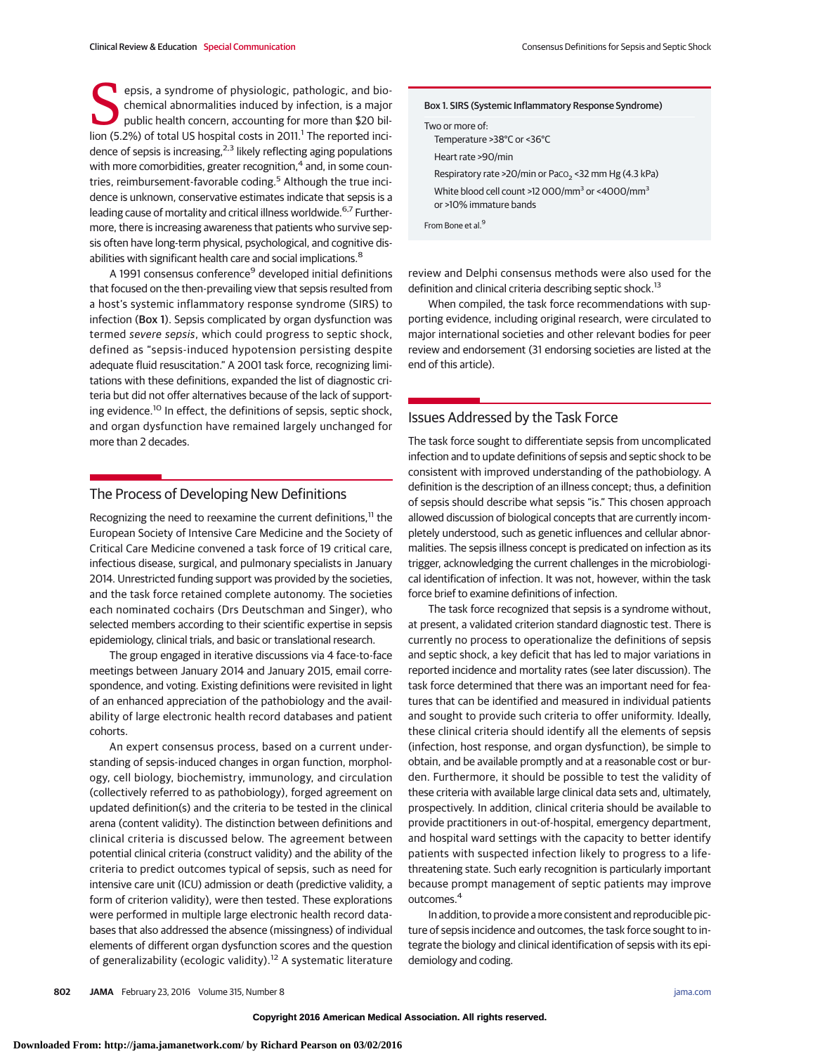Sepsis, a syndrome of physiologic, pathologic, and biochemical abnormalities induced by infection, is a major public health concern, accounting for more than $20 billion (5.2%) of total US hospital costs in 2011.[1] The reported incidence of sepsis is increasing,[2,3] likely reflecting aging populations with more comorbidities, greater recognition,[4] and, in some countries, reimbursement-favorable coding.[5] Although the true incidence is unknown, conservative estimates indicate that sepsis is a leading cause of mortality and critical illness worldwide.[6,7] Furthermore, there is increasing awareness that patients who survive sepsis often have long-term physical, psychological, and cognitive disabilities with significant health care and social implications.[8]

A 1991 consensus conference[9] developed initial definitions that focused on the then-prevailing view that sepsis resulted from a host's systemic inflammatory response syndrome (SIRS) to infection (Box 1). Sepsis complicated by organ dysfunction was termed *severe sepsis*, which could progress to septic shock, defined as "sepsis-induced hypotension persisting despite adequate fluid resuscitation." A 2001 task force, recognizing limitations with these definitions, expanded the list of diagnostic criteria but did not offer alternatives because of the lack of supporting evidence.[10] In effect, the definitions of sepsis, septic shock, and organ dysfunction have remained largely unchanged for more than 2 decades.

**Box 1. SIRS (Systemic Inflammatory Response Syndrome)**

Two or more of:

- Temperature >38°C or <36°C
- Heart rate >90/min
- Respiratory rate >20/min or $PaCO_2$ <32 mm Hg (4.3 kPa)
- White blood cell count >12 000/mm$^3$ or <4000/mm$^3$ or >10% immature bands

From Bone et al.[9]

## The Process of Developing New Definitions

Recognizing the need to reexamine the current definitions,[11] the European Society of Intensive Care Medicine and the Society of Critical Care Medicine convened a task force of 19 critical care, infectious disease, surgical, and pulmonary specialists in January 2014. Unrestricted funding support was provided by the societies, and the task force retained complete autonomy. The societies each nominated cochairs (Drs Deutschman and Singer), who selected members according to their scientific expertise in sepsis epidemiology, clinical trials, and basic or translational research.

The group engaged in iterative discussions via 4 face-to-face meetings between January 2014 and January 2015, email correspondence, and voting. Existing definitions were revisited in light of an enhanced appreciation of the pathobiology and the availability of large electronic health record databases and patient cohorts.

An expert consensus process, based on a current understanding of sepsis-induced changes in organ function, morphology, cell biology, biochemistry, immunology, and circulation (collectively referred to as pathobiology), forged agreement on updated definition(s) and the criteria to be tested in the clinical arena (content validity). The distinction between definitions and clinical criteria is discussed below. The agreement between potential clinical criteria (construct validity) and the ability of the criteria to predict outcomes typical of sepsis, such as need for intensive care unit (ICU) admission or death (predictive validity, a form of criterion validity), were then tested. These explorations were performed in multiple large electronic health record databases that also addressed the absence (missingness) of individual elements of different organ dysfunction scores and the question of generalizability (ecologic validity).[12] A systematic literature review and Delphi consensus methods were also used for the definition and clinical criteria describing septic shock.[13]

When compiled, the task force recommendations with supporting evidence, including original research, were circulated to major international societies and other relevant bodies for peer review and endorsement (31 endorsing societies are listed at the end of this article).

## Issues Addressed by the Task Force

The task force sought to differentiate sepsis from uncomplicated infection and to update definitions of sepsis and septic shock to be consistent with improved understanding of the pathobiology. A definition is the description of an illness concept; thus, a definition of sepsis should describe what sepsis "is." This chosen approach allowed discussion of biological concepts that are currently incompletely understood, such as genetic influences and cellular abnormalities. The sepsis illness concept is predicated on infection as its trigger, acknowledging the current challenges in the microbiological identification of infection. It was not, however, within the task force brief to examine definitions of infection.

The task force recognized that sepsis is a syndrome without, at present, a validated criterion standard diagnostic test. There is currently no process to operationalize the definitions of sepsis and septic shock, a key deficit that has led to major variations in reported incidence and mortality rates (see later discussion). The task force determined that there was an important need for features that can be identified and measured in individual patients and sought to provide such criteria to offer uniformity. Ideally, these clinical criteria should identify all the elements of sepsis (infection, host response, and organ dysfunction), be simple to obtain, and be available promptly and at a reasonable cost or burden. Furthermore, it should be possible to test the validity of these criteria with available large clinical data sets and, ultimately, prospectively. In addition, clinical criteria should be available to provide practitioners in out-of-hospital, emergency department, and hospital ward settings with the capacity to better identify patients with suspected infection likely to progress to a life-threatening state. Such early recognition is particularly important because prompt management of septic patients may improve outcomes.[4]

In addition, to provide a more consistent and reproducible picture of sepsis incidence and outcomes, the task force sought to integrate the biology and clinical identification of sepsis with its epidemiology and coding.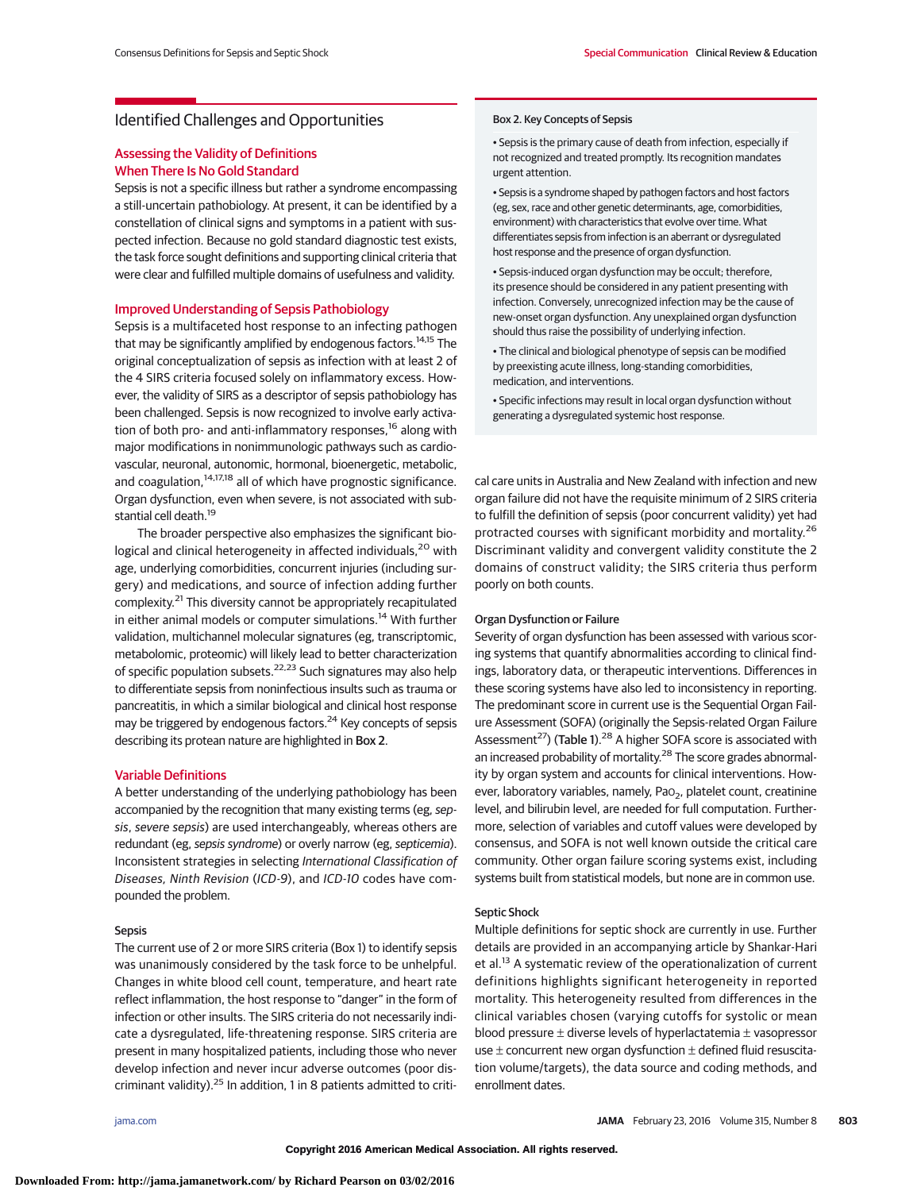## Identified Challenges and Opportunities

### Assessing the Validity of Definitions When There Is No Gold Standard

Sepsis is not a specific illness but rather a syndrome encompassing a still-uncertain pathobiology. At present, it can be identified by a constellation of clinical signs and symptoms in a patient with suspected infection. Because no gold standard diagnostic test exists, the task force sought definitions and supporting clinical criteria that were clear and fulfilled multiple domains of usefulness and validity.

### Improved Understanding of Sepsis Pathobiology

Sepsis is a multifaceted host response to an infecting pathogen that may be significantly amplified by endogenous factors.[14,15] The original conceptualization of sepsis as infection with at least 2 of the 4 SIRS criteria focused solely on inflammatory excess. However, the validity of SIRS as a descriptor of sepsis pathobiology has been challenged. Sepsis is now recognized to involve early activation of both pro- and anti-inflammatory responses,[16] along with major modifications in nonimmunologic pathways such as cardiovascular, neuronal, autonomic, hormonal, bioenergetic, metabolic, and coagulation,[14,17,18] all of which have prognostic significance. Organ dysfunction, even when severe, is not associated with substantial cell death.[19]

The broader perspective also emphasizes the significant biological and clinical heterogeneity in affected individuals,[20] with age, underlying comorbidities, concurrent injuries (including surgery) and medications, and source of infection adding further complexity.[21] This diversity cannot be appropriately recapitulated in either animal models or computer simulations.[14] With further validation, multichannel molecular signatures (eg, transcriptomic, metabolomic, proteomic) will likely lead to better characterization of specific population subsets.[22,23] Such signatures may also help to differentiate sepsis from noninfectious insults such as trauma or pancreatitis, in which a similar biological and clinical host response may be triggered by endogenous factors.[24] Key concepts of sepsis describing its protean nature are highlighted in Box 2.

**Box 2. Key Concepts of Sepsis**

- Sepsis is the primary cause of death from infection, especially if not recognized and treated promptly. Its recognition mandates urgent attention.
- Sepsis is a syndrome shaped by pathogen factors and host factors (eg, sex, race and other genetic determinants, age, comorbidities, environment) with characteristics that evolve over time. What differentiates sepsis from infection is an aberrant or dysregulated host response and the presence of organ dysfunction.
- Sepsis-induced organ dysfunction may be occult; therefore, its presence should be considered in any patient presenting with infection. Conversely, unrecognized infection may be the cause of new-onset organ dysfunction. Any unexplained organ dysfunction should thus raise the possibility of underlying infection.
- The clinical and biological phenotype of sepsis can be modified by preexisting acute illness, long-standing comorbidities, medication, and interventions.
- Specific infections may result in local organ dysfunction without generating a dysregulated systemic host response.

### Variable Definitions

A better understanding of the underlying pathobiology has been accompanied by the recognition that many existing terms (eg, *sepsis*, *severe sepsis*) are used interchangeably, whereas others are redundant (eg, *sepsis syndrome*) or overly narrow (eg, *septicemia*). Inconsistent strategies in selecting *International Classification of Diseases, Ninth Revision* (*ICD-9*), and *ICD-10* codes have compounded the problem.

#### Sepsis

The current use of 2 or more SIRS criteria (Box 1) to identify sepsis was unanimously considered by the task force to be unhelpful. Changes in white blood cell count, temperature, and heart rate reflect inflammation, the host response to "danger" in the form of infection or other insults. The SIRS criteria do not necessarily indicate a dysregulated, life-threatening response. SIRS criteria are present in many hospitalized patients, including those who never develop infection and never incur adverse outcomes (poor discriminant validity).[25] In addition, 1 in 8 patients admitted to critical care units in Australia and New Zealand with infection and new organ failure did not have the requisite minimum of 2 SIRS criteria to fulfill the definition of sepsis (poor concurrent validity) yet had protracted courses with significant morbidity and mortality.[26] Discriminant validity and convergent validity constitute the 2 domains of construct validity; the SIRS criteria thus perform poorly on both counts.

#### Organ Dysfunction or Failure

Severity of organ dysfunction has been assessed with various scoring systems that quantify abnormalities according to clinical findings, laboratory data, or therapeutic interventions. Differences in these scoring systems have also led to inconsistency in reporting. The predominant score in current use is the Sequential Organ Failure Assessment (SOFA) (originally the Sepsis-related Organ Failure Assessment[27]) (Table 1).[28] A higher SOFA score is associated with an increased probability of mortality.[28] The score grades abnormality by organ system and accounts for clinical interventions. However, laboratory variables, namely, $PaO_2$, platelet count, creatinine level, and bilirubin level, are needed for full computation. Furthermore, selection of variables and cutoff values were developed by consensus, and SOFA is not well known outside the critical care community. Other organ failure scoring systems exist, including systems built from statistical models, but none are in common use.

#### Septic Shock

Multiple definitions for septic shock are currently in use. Further details are provided in an accompanying article by Shankar-Hari et al.[13] A systematic review of the operationalization of current definitions highlights significant heterogeneity in reported mortality. This heterogeneity resulted from differences in the clinical variables chosen (varying cutoffs for systolic or mean blood pressure ± diverse levels of hyperlactatemia ± vasopressor use ± concurrent new organ dysfunction ± defined fluid resuscitation volume/targets), the data source and coding methods, and enrollment dates.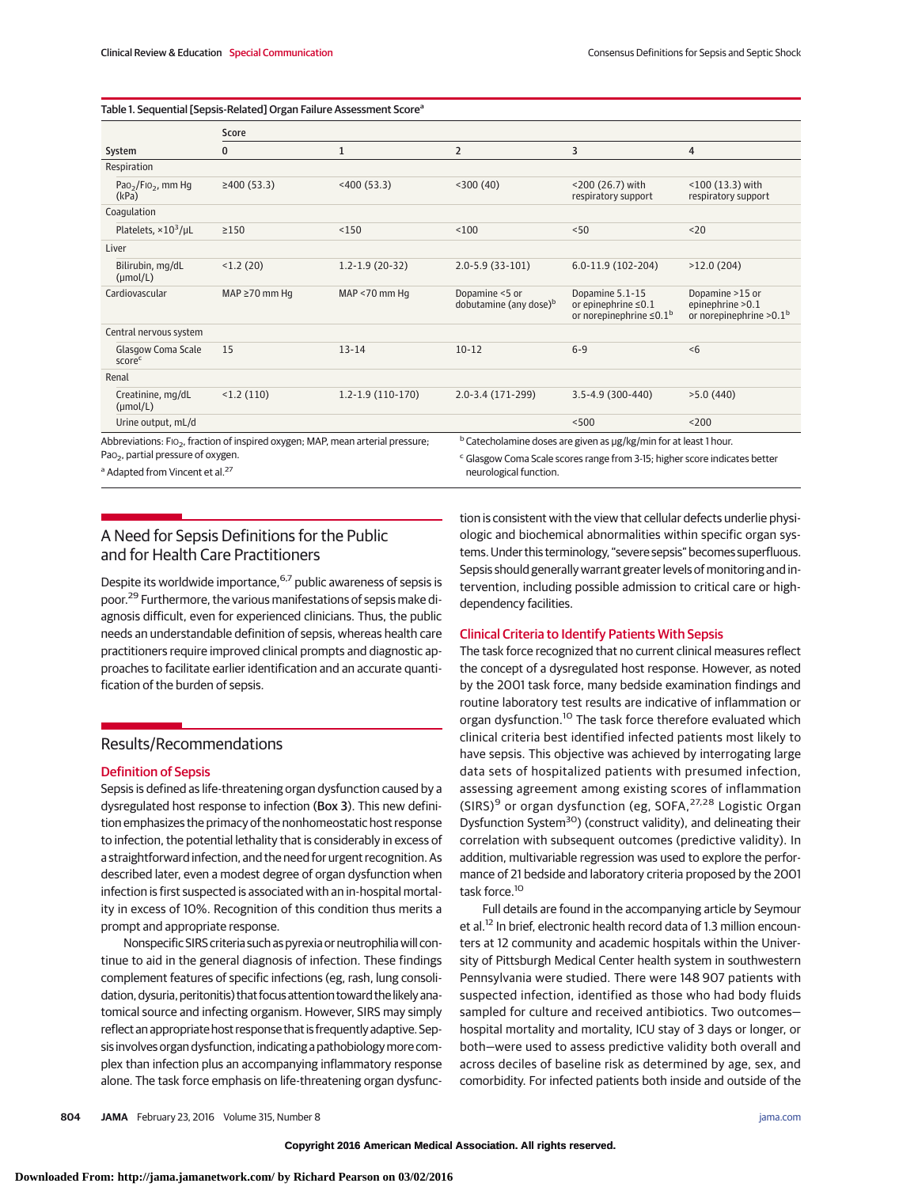**Table 1. Sequential [Sepsis-Related] Organ Failure Assessment Score[a]**

| System | Score | | | | |
|---|---|---|---|---|---|
| | 0 | 1 | 2 | 3 | 4 |
| Respiration | | | | | |
| $Pa_{O_2}/F_{IO_2}$, mm Hg (kPa) | ≥400 (53.3) | <400 (53.3) | <300 (40) | <200 (26.7) with respiratory support | <100 (13.3) with respiratory support |
| Coagulation | | | | | |
| Platelets, $\times 10^3/\mu L$ | ≥150 | <150 | <100 | <50 | <20 |
| Liver | | | | | |
| Bilirubin, mg/dL (μmol/L) | <1.2 (20) | 1.2-1.9 (20-32) | 2.0-5.9 (33-101) | 6.0-11.9 (102-204) | >12.0 (204) |
| Cardiovascular | MAP ≥70 mm Hg | MAP <70 mm Hg | Dopamine <5 or dobutamine (any dose)[b] | Dopamine 5.1-15 or epinephrine ≤0.1 or norepinephrine ≤0.1[b] | Dopamine >15 or epinephrine >0.1 or norepinephrine >0.1[b] |
| Central nervous system | | | | | |
| Glasgow Coma Scale score[c] | 15 | 13-14 | 10-12 | 6-9 | <6 |
| Renal | | | | | |
| Creatinine, mg/dL (μmol/L) | <1.2 (110) | 1.2-1.9 (110-170) | 2.0-3.4 (171-299) | 3.5-4.9 (300-440) | >5.0 (440) |
| Urine output, mL/d | | | | <500 | <200 |

Abbreviations: $F_{IO_2}$, fraction of inspired oxygen; MAP, mean arterial pressure; $Pa_{O_2}$, partial pressure of oxygen.

[a] Adapted from Vincent et al.[27]

[b] Catecholamine doses are given as μg/kg/min for at least 1 hour.

[c] Glasgow Coma Scale scores range from 3-15; higher score indicates better neurological function.

## A Need for Sepsis Definitions for the Public and for Health Care Practitioners

Despite its worldwide importance,[6,7] public awareness of sepsis is poor.[29] Furthermore, the various manifestations of sepsis make diagnosis difficult, even for experienced clinicians. Thus, the public needs an understandable definition of sepsis, whereas health care practitioners require improved clinical prompts and diagnostic approaches to facilitate earlier identification and an accurate quantification of the burden of sepsis.

## Results/Recommendations

### Definition of Sepsis

Sepsis is defined as life-threatening organ dysfunction caused by a dysregulated host response to infection (**Box 3**). This new definition emphasizes the primacy of the nonhomeostatic host response to infection, the potential lethality that is considerably in excess of a straightforward infection, and the need for urgent recognition. As described later, even a modest degree of organ dysfunction when infection is first suspected is associated with an in-hospital mortality in excess of 10%. Recognition of this condition thus merits a prompt and appropriate response.

Nonspecific SIRS criteria such as pyrexia or neutrophilia will continue to aid in the general diagnosis of infection. These findings complement features of specific infections (eg, rash, lung consolidation, dysuria, peritonitis) that focus attention toward the likely anatomical source and infecting organism. However, SIRS may simply reflect an appropriate host response that is frequently adaptive. Sepsis involves organ dysfunction, indicating a pathobiology more complex than infection plus an accompanying inflammatory response alone. The task force emphasis on life-threatening organ dysfunction is consistent with the view that cellular defects underlie physiologic and biochemical abnormalities within specific organ systems. Under this terminology, "severe sepsis" becomes superfluous. Sepsis should generally warrant greater levels of monitoring and intervention, including possible admission to critical care or high-dependency facilities.

### Clinical Criteria to Identify Patients With Sepsis

The task force recognized that no current clinical measures reflect the concept of a dysregulated host response. However, as noted by the 2001 task force, many bedside examination findings and routine laboratory test results are indicative of inflammation or organ dysfunction.[10] The task force therefore evaluated which clinical criteria best identified infected patients most likely to have sepsis. This objective was achieved by interrogating large data sets of hospitalized patients with presumed infection, assessing agreement among existing scores of inflammation (SIRS)[9] or organ dysfunction (eg, SOFA,[27,28] Logistic Organ Dysfunction System[30]) (construct validity), and delineating their correlation with subsequent outcomes (predictive validity). In addition, multivariable regression was used to explore the performance of 21 bedside and laboratory criteria proposed by the 2001 task force.[10]

Full details are found in the accompanying article by Seymour et al.[12] In brief, electronic health record data of 1.3 million encounters at 12 community and academic hospitals within the University of Pittsburgh Medical Center health system in southwestern Pennsylvania were studied. There were 148 907 patients with suspected infection, identified as those who had body fluids sampled for culture and received antibiotics. Two outcomes—hospital mortality and mortality, ICU stay of 3 days or longer, or both—were used to assess predictive validity both overall and across deciles of baseline risk as determined by age, sex, and comorbidity. For infected patients both inside and outside of the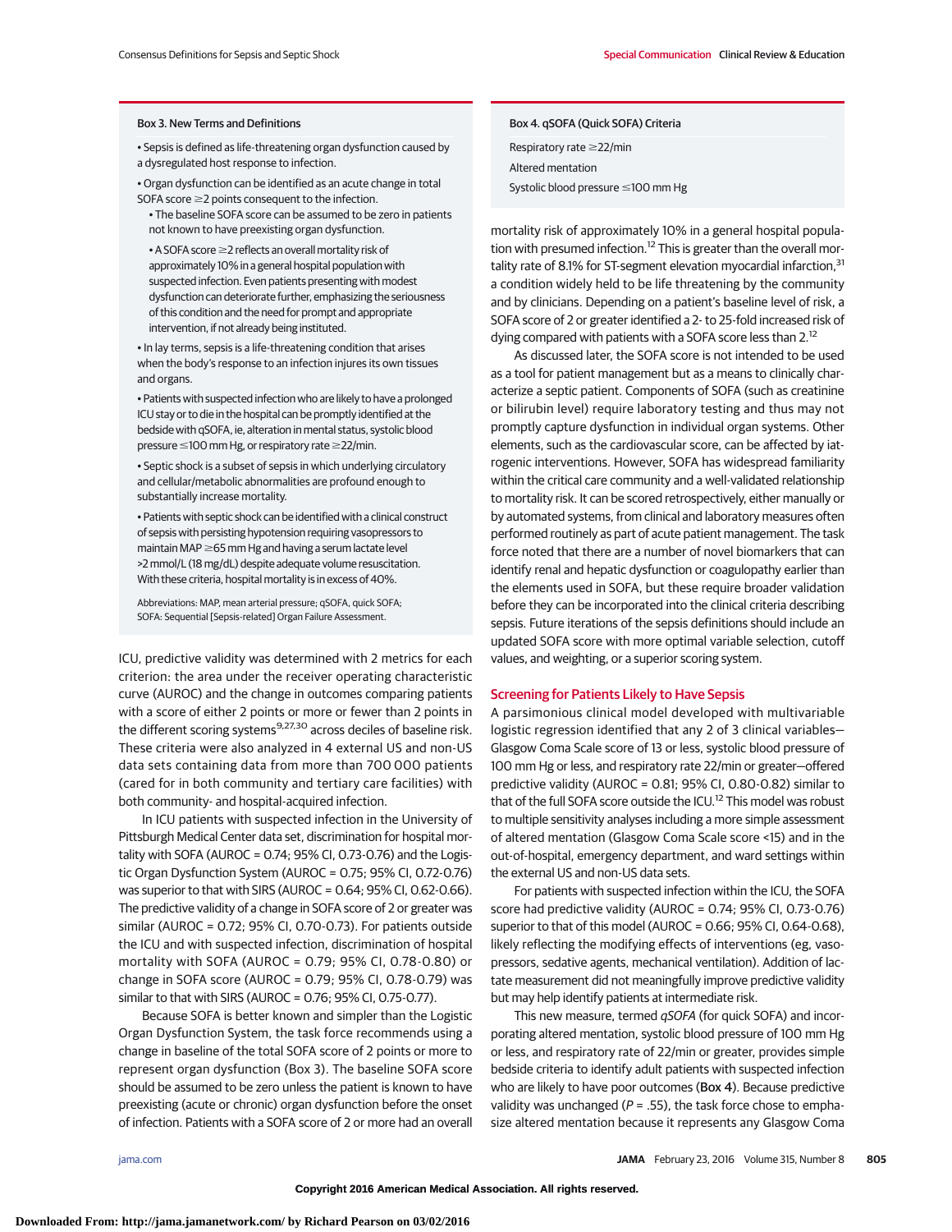### Box 3. New Terms and Definitions

- Sepsis is defined as life-threatening organ dysfunction caused by a dysregulated host response to infection.
- Organ dysfunction can be identified as an acute change in total SOFA score ≥2 points consequent to the infection.
  - The baseline SOFA score can be assumed to be zero in patients not known to have preexisting organ dysfunction.
  - A SOFA score ≥2 reflects an overall mortality risk of approximately 10% in a general hospital population with suspected infection. Even patients presenting with modest dysfunction can deteriorate further, emphasizing the seriousness of this condition and the need for prompt and appropriate intervention, if not already being instituted.
- In lay terms, sepsis is a life-threatening condition that arises when the body's response to an infection injures its own tissues and organs.
- Patients with suspected infection who are likely to have a prolonged ICU stay or to die in the hospital can be promptly identified at the bedside with qSOFA, ie, alteration in mental status, systolic blood pressure ≤100 mm Hg, or respiratory rate ≥22/min.
- Septic shock is a subset of sepsis in which underlying circulatory and cellular/metabolic abnormalities are profound enough to substantially increase mortality.
- Patients with septic shock can be identified with a clinical construct of sepsis with persisting hypotension requiring vasopressors to maintain MAP ≥65 mm Hg and having a serum lactate level >2 mmol/L (18 mg/dL) despite adequate volume resuscitation. With these criteria, hospital mortality is in excess of 40%.

Abbreviations: MAP, mean arterial pressure; qSOFA, quick SOFA; SOFA: Sequential [Sepsis-related] Organ Failure Assessment.

ICU, predictive validity was determined with 2 metrics for each criterion: the area under the receiver operating characteristic curve (AUROC) and the change in outcomes comparing patients with a score of either 2 points or more or fewer than 2 points in the different scoring systems[9,27,30] across deciles of baseline risk. These criteria were also analyzed in 4 external US and non-US data sets containing data from more than 700 000 patients (cared for in both community and tertiary care facilities) with both community- and hospital-acquired infection.

In ICU patients with suspected infection in the University of Pittsburgh Medical Center data set, discrimination for hospital mortality with SOFA (AUROC = 0.74; 95% CI, 0.73-0.76) and the Logistic Organ Dysfunction System (AUROC = 0.75; 95% CI, 0.72-0.76) was superior to that with SIRS (AUROC = 0.64; 95% CI, 0.62-0.66). The predictive validity of a change in SOFA score of 2 or greater was similar (AUROC = 0.72; 95% CI, 0.70-0.73). For patients outside the ICU and with suspected infection, discrimination of hospital mortality with SOFA (AUROC = 0.79; 95% CI, 0.78-0.80) or change in SOFA score (AUROC = 0.79; 95% CI, 0.78-0.79) was similar to that with SIRS (AUROC = 0.76; 95% CI, 0.75-0.77).

Because SOFA is better known and simpler than the Logistic Organ Dysfunction System, the task force recommends using a change in baseline of the total SOFA score of 2 points or more to represent organ dysfunction (Box 3). The baseline SOFA score should be assumed to be zero unless the patient is known to have preexisting (acute or chronic) organ dysfunction before the onset of infection. Patients with a SOFA score of 2 or more had an overall mortality risk of approximately 10% in a general hospital population with presumed infection.[12] This is greater than the overall mortality rate of 8.1% for ST-segment elevation myocardial infarction,[31] a condition widely held to be life threatening by the community and by clinicians. Depending on a patient's baseline level of risk, a SOFA score of 2 or greater identified a 2- to 25-fold increased risk of dying compared with patients with a SOFA score less than 2.[12]

As discussed later, the SOFA score is not intended to be used as a tool for patient management but as a means to clinically characterize a septic patient. Components of SOFA (such as creatinine or bilirubin level) require laboratory testing and thus may not promptly capture dysfunction in individual organ systems. Other elements, such as the cardiovascular score, can be affected by iatrogenic interventions. However, SOFA has widespread familiarity within the critical care community and a well-validated relationship to mortality risk. It can be scored retrospectively, either manually or by automated systems, from clinical and laboratory measures often performed routinely as part of acute patient management. The task force noted that there are a number of novel biomarkers that can identify renal and hepatic dysfunction or coagulopathy earlier than the elements used in SOFA, but these require broader validation before they can be incorporated into the clinical criteria describing sepsis. Future iterations of the sepsis definitions should include an updated SOFA score with more optimal variable selection, cutoff values, and weighting, or a superior scoring system.

### Box 4. qSOFA (Quick SOFA) Criteria

Respiratory rate ≥22/min

Altered mentation

Systolic blood pressure ≤100 mm Hg

## Screening for Patients Likely to Have Sepsis

A parsimonious clinical model developed with multivariable logistic regression identified that any 2 of 3 clinical variables—Glasgow Coma Scale score of 13 or less, systolic blood pressure of 100 mm Hg or less, and respiratory rate 22/min or greater—offered predictive validity (AUROC = 0.81; 95% CI, 0.80-0.82) similar to that of the full SOFA score outside the ICU.[12] This model was robust to multiple sensitivity analyses including a more simple assessment of altered mentation (Glasgow Coma Scale score <15) and in the out-of-hospital, emergency department, and ward settings within the external US and non-US data sets.

For patients with suspected infection within the ICU, the SOFA score had predictive validity (AUROC = 0.74; 95% CI, 0.73-0.76) superior to that of this model (AUROC = 0.66; 95% CI, 0.64-0.68), likely reflecting the modifying effects of interventions (eg, vasopressors, sedative agents, mechanical ventilation). Addition of lactate measurement did not meaningfully improve predictive validity but may help identify patients at intermediate risk.

This new measure, termed *qSOFA* (for quick SOFA) and incorporating altered mentation, systolic blood pressure of 100 mm Hg or less, and respiratory rate of 22/min or greater, provides simple bedside criteria to identify adult patients with suspected infection who are likely to have poor outcomes (Box 4). Because predictive validity was unchanged ($P = .55$), the task force chose to emphasize altered mentation because it represents any Glasgow Coma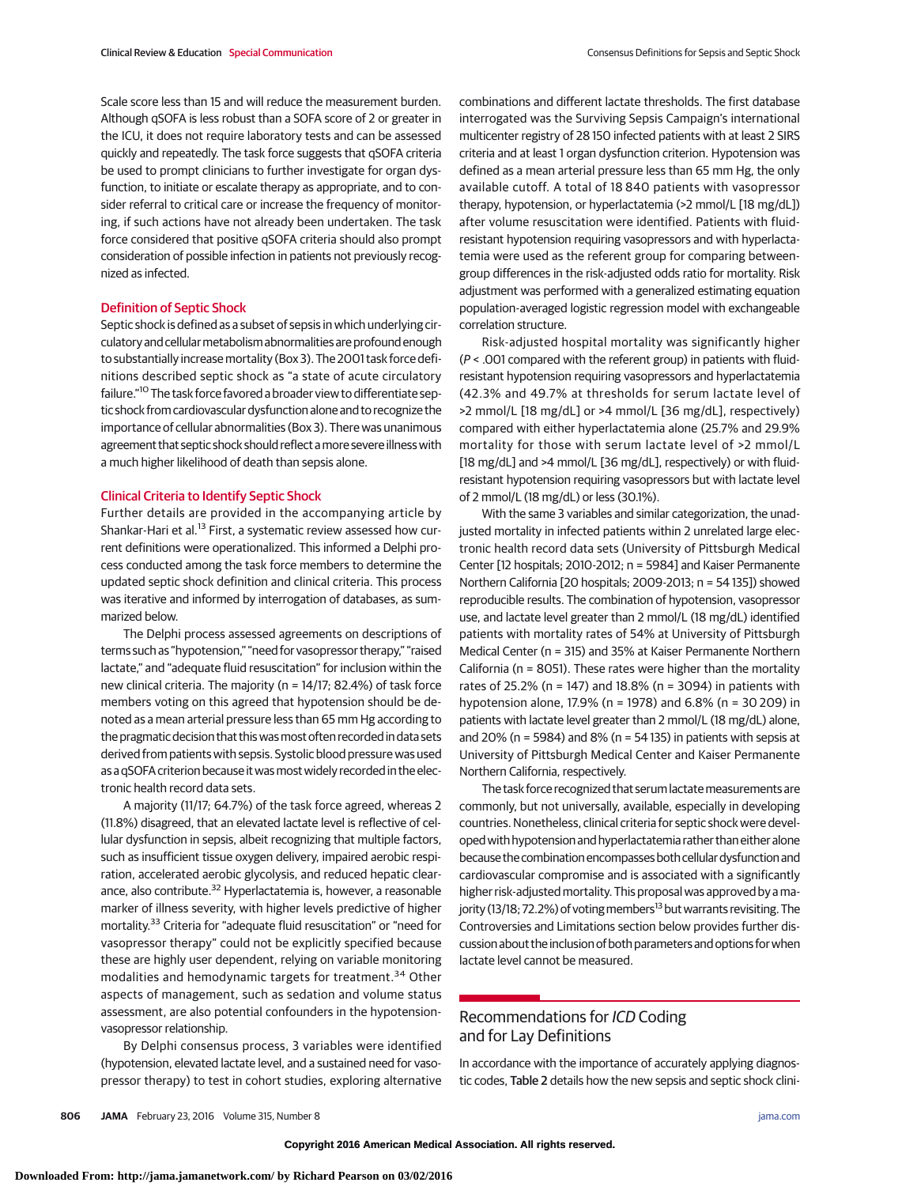Scale score less than 15 and will reduce the measurement burden. Although qSOFA is less robust than a SOFA score of 2 or greater in the ICU, it does not require laboratory tests and can be assessed quickly and repeatedly. The task force suggests that qSOFA criteria be used to prompt clinicians to further investigate for organ dysfunction, to initiate or escalate therapy as appropriate, and to consider referral to critical care or increase the frequency of monitoring, if such actions have not already been undertaken. The task force considered that positive qSOFA criteria should also prompt consideration of possible infection in patients not previously recognized as infected.

## Definition of Septic Shock

Septic shock is defined as a subset of sepsis in which underlying circulatory and cellular metabolism abnormalities are profound enough to substantially increase mortality (Box 3). The 2001 task force definitions described septic shock as "a state of acute circulatory failure."[10] The task force favored a broader view to differentiate septic shock from cardiovascular dysfunction alone and to recognize the importance of cellular abnormalities (Box 3). There was unanimous agreement that septic shock should reflect a more severe illness with a much higher likelihood of death than sepsis alone.

## Clinical Criteria to Identify Septic Shock

Further details are provided in the accompanying article by Shankar-Hari et al.[13] First, a systematic review assessed how current definitions were operationalized. This informed a Delphi process conducted among the task force members to determine the updated septic shock definition and clinical criteria. This process was iterative and informed by interrogation of databases, as summarized below.

The Delphi process assessed agreements on descriptions of terms such as "hypotension," "need for vasopressor therapy," "raised lactate," and "adequate fluid resuscitation" for inclusion within the new clinical criteria. The majority (n = 14/17; 82.4%) of task force members voting on this agreed that hypotension should be denoted as a mean arterial pressure less than 65 mm Hg according to the pragmatic decision that this was most often recorded in data sets derived from patients with sepsis. Systolic blood pressure was used as a qSOFA criterion because it was most widely recorded in the electronic health record data sets.

A majority (11/17; 64.7%) of the task force agreed, whereas 2 (11.8%) disagreed, that an elevated lactate level is reflective of cellular dysfunction in sepsis, albeit recognizing that multiple factors, such as insufficient tissue oxygen delivery, impaired aerobic respiration, accelerated aerobic glycolysis, and reduced hepatic clearance, also contribute.[32] Hyperlactatemia is, however, a reasonable marker of illness severity, with higher levels predictive of higher mortality.[33] Criteria for "adequate fluid resuscitation" or "need for vasopressor therapy" could not be explicitly specified because these are highly user dependent, relying on variable monitoring modalities and hemodynamic targets for treatment.[34] Other aspects of management, such as sedation and volume status assessment, are also potential confounders in the hypotension-vasopressor relationship.

By Delphi consensus process, 3 variables were identified (hypotension, elevated lactate level, and a sustained need for vasopressor therapy) to test in cohort studies, exploring alternative combinations and different lactate thresholds. The first database interrogated was the Surviving Sepsis Campaign's international multicenter registry of 28 150 infected patients with at least 2 SIRS criteria and at least 1 organ dysfunction criterion. Hypotension was defined as a mean arterial pressure less than 65 mm Hg, the only available cutoff. A total of 18 840 patients with vasopressor therapy, hypotension, or hyperlactatemia (>2 mmol/L [18 mg/dL]) after volume resuscitation were identified. Patients with fluid-resistant hypotension requiring vasopressors and with hyperlactatemia were used as the referent group for comparing between-group differences in the risk-adjusted odds ratio for mortality. Risk adjustment was performed with a generalized estimating equation population-averaged logistic regression model with exchangeable correlation structure.

Risk-adjusted hospital mortality was significantly higher ($P < .001$ compared with the referent group) in patients with fluid-resistant hypotension requiring vasopressors and hyperlactatemia (42.3% and 49.7% at thresholds for serum lactate level of >2 mmol/L [18 mg/dL] or >4 mmol/L [36 mg/dL], respectively) compared with either hyperlactatemia alone (25.7% and 29.9% mortality for those with serum lactate level of >2 mmol/L [18 mg/dL] and >4 mmol/L [36 mg/dL], respectively) or with fluid-resistant hypotension requiring vasopressors but with lactate level of 2 mmol/L (18 mg/dL) or less (30.1%).

With the same 3 variables and similar categorization, the unadjusted mortality in infected patients within 2 unrelated large electronic health record data sets (University of Pittsburgh Medical Center [12 hospitals; 2010-2012; n = 5984] and Kaiser Permanente Northern California [20 hospitals; 2009-2013; n = 54 135]) showed reproducible results. The combination of hypotension, vasopressor use, and lactate level greater than 2 mmol/L (18 mg/dL) identified patients with mortality rates of 54% at University of Pittsburgh Medical Center (n = 315) and 35% at Kaiser Permanente Northern California (n = 8051). These rates were higher than the mortality rates of 25.2% (n = 147) and 18.8% (n = 3094) in patients with hypotension alone, 17.9% (n = 1978) and 6.8% (n = 30 209) in patients with lactate level greater than 2 mmol/L (18 mg/dL) alone, and 20% (n = 5984) and 8% (n = 54 135) in patients with sepsis at University of Pittsburgh Medical Center and Kaiser Permanente Northern California, respectively.

The task force recognized that serum lactate measurements are commonly, but not universally, available, especially in developing countries. Nonetheless, clinical criteria for septic shock were developed with hypotension and hyperlactatemia rather than either alone because the combination encompasses both cellular dysfunction and cardiovascular compromise and is associated with a significantly higher risk-adjusted mortality. This proposal was approved by a majority (13/18; 72.2%) of voting members[13] but warrants revisiting. The Controversies and Limitations section below provides further discussion about the inclusion of both parameters and options for when lactate level cannot be measured.

# Recommendations for *ICD* Coding and for Lay Definitions

In accordance with the importance of accurately applying diagnostic codes, Table 2 details how the new sepsis and septic shock clini-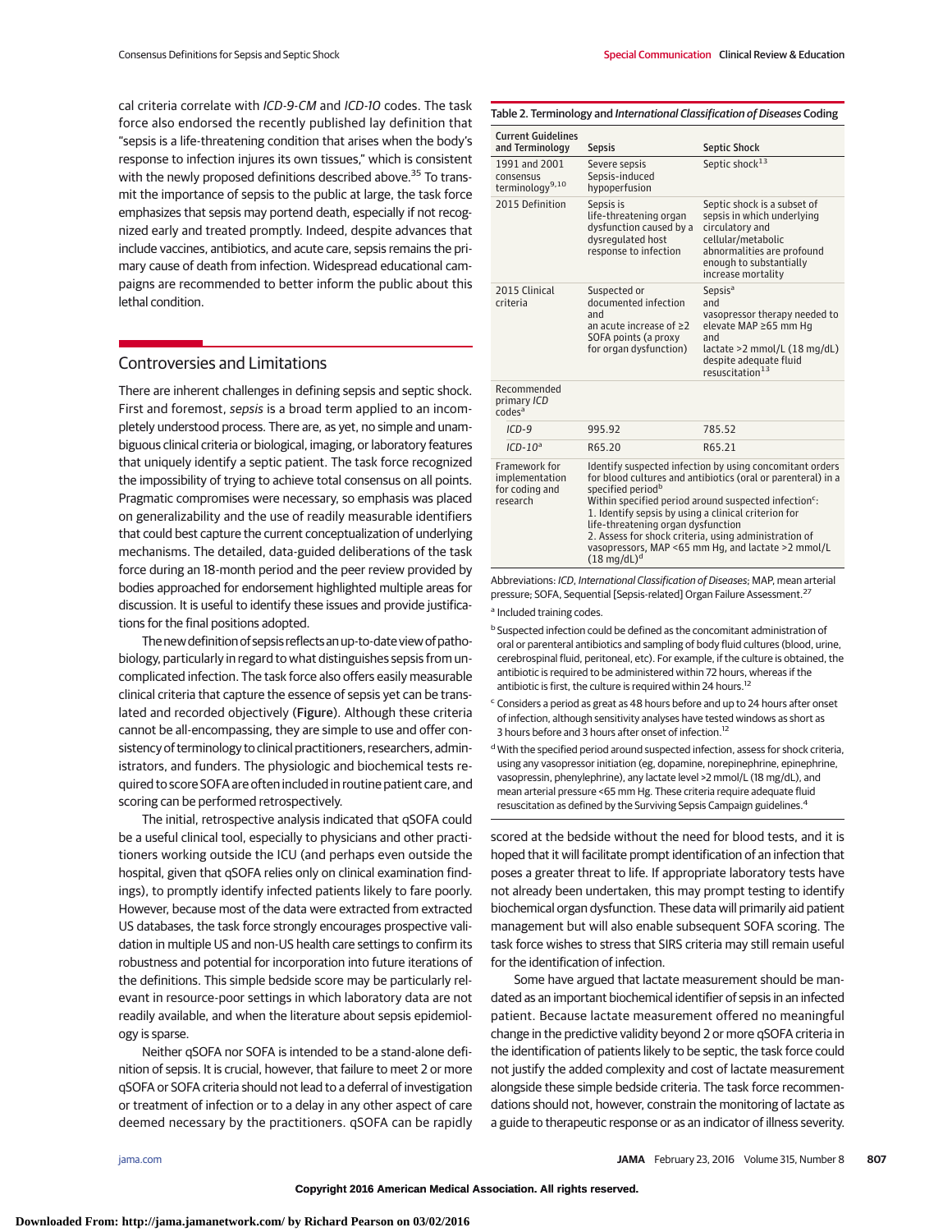cal criteria correlate with *ICD-9-CM* and *ICD-10* codes. The task force also endorsed the recently published lay definition that "sepsis is a life-threatening condition that arises when the body's response to infection injures its own tissues," which is consistent with the newly proposed definitions described above.[35] To transmit the importance of sepsis to the public at large, the task force emphasizes that sepsis may portend death, especially if not recognized early and treated promptly. Indeed, despite advances that include vaccines, antibiotics, and acute care, sepsis remains the primary cause of death from infection. Widespread educational campaigns are recommended to better inform the public about this lethal condition.

## Controversies and Limitations

There are inherent challenges in defining sepsis and septic shock. First and foremost, *sepsis* is a broad term applied to an incompletely understood process. There are, as yet, no simple and unambiguous clinical criteria or biological, imaging, or laboratory features that uniquely identify a septic patient. The task force recognized the impossibility of trying to achieve total consensus on all points. Pragmatic compromises were necessary, so emphasis was placed on generalizability and the use of readily measurable identifiers that could best capture the current conceptualization of underlying mechanisms. The detailed, data-guided deliberations of the task force during an 18-month period and the peer review provided by bodies approached for endorsement highlighted multiple areas for discussion. It is useful to identify these issues and provide justifications for the final positions adopted.

The new definition of sepsis reflects an up-to-date view of pathobiology, particularly in regard to what distinguishes sepsis from uncomplicated infection. The task force also offers easily measurable clinical criteria that capture the essence of sepsis yet can be translated and recorded objectively (Figure). Although these criteria cannot be all-encompassing, they are simple to use and offer consistency of terminology to clinical practitioners, researchers, administrators, and funders. The physiologic and biochemical tests required to score SOFA are often included in routine patient care, and scoring can be performed retrospectively.

The initial, retrospective analysis indicated that qSOFA could be a useful clinical tool, especially to physicians and other practitioners working outside the ICU (and perhaps even outside the hospital, given that qSOFA relies only on clinical examination findings), to promptly identify infected patients likely to fare poorly. However, because most of the data were extracted from extracted US databases, the task force strongly encourages prospective validation in multiple US and non-US health care settings to confirm its robustness and potential for incorporation into future iterations of the definitions. This simple bedside score may be particularly relevant in resource-poor settings in which laboratory data are not readily available, and when the literature about sepsis epidemiology is sparse.

Neither qSOFA nor SOFA is intended to be a stand-alone definition of sepsis. It is crucial, however, that failure to meet 2 or more qSOFA or SOFA criteria should not lead to a deferral of investigation or treatment of infection or to a delay in any other aspect of care deemed necessary by the practitioners. qSOFA can be rapidly scored at the bedside without the need for blood tests, and it is hoped that it will facilitate prompt identification of an infection that poses a greater threat to life. If appropriate laboratory tests have not already been undertaken, this may prompt testing to identify biochemical organ dysfunction. These data will primarily aid patient management but will also enable subsequent SOFA scoring. The task force wishes to stress that SIRS criteria may still remain useful for the identification of infection.

Some have argued that lactate measurement should be mandated as an important biochemical identifier of sepsis in an infected patient. Because lactate measurement offered no meaningful change in the predictive validity beyond 2 or more qSOFA criteria in the identification of patients likely to be septic, the task force could not justify the added complexity and cost of lactate measurement alongside these simple bedside criteria. The task force recommendations should not, however, constrain the monitoring of lactate as a guide to therapeutic response or as an indicator of illness severity.

Table 2. Terminology and *International Classification of Diseases* Coding

| Current Guidelines and Terminology | Sepsis | Septic Shock |
|---|---|---|
| 1991 and 2001 consensus terminology[9,10] | Severe sepsis<br>Sepsis-induced hypoperfusion | Septic shock[13] |
| 2015 Definition | Sepsis is life-threatening organ dysfunction caused by a dysregulated host response to infection | Septic shock is a subset of sepsis in which underlying circulatory and cellular/metabolic abnormalities are profound enough to substantially increase mortality |
| 2015 Clinical criteria | Suspected or documented infection<br>and<br>an acute increase of ≥2 SOFA points (a proxy for organ dysfunction) | Sepsis[a]<br>and<br>vasopressor therapy needed to elevate MAP ≥65 mm Hg<br>and<br>lactate >2 mmol/L (18 mg/dL) despite adequate fluid resuscitation[13] |
| Recommended primary *ICD* codes[a] | | |
| *ICD-9* | 995.92 | 785.52 |
| *ICD-10*[a] | R65.20 | R65.21 |
| Framework for implementation for coding and research | Identify suspected infection by using concomitant orders for blood cultures and antibiotics (oral or parenteral) in a specified period[b]<br>Within specified period around suspected infection[c]:<br>1. Identify sepsis by using a clinical criterion for life-threatening organ dysfunction<br>2. Assess for shock criteria, using administration of vasopressors, MAP <65 mm Hg, and lactate >2 mmol/L (18 mg/dL)[d] | |

Abbreviations: *ICD*, *International Classification of Diseases*; MAP, mean arterial pressure; SOFA, Sequential [Sepsis-related] Organ Failure Assessment.[27]

[a] Included training codes.

[b] Suspected infection could be defined as the concomitant administration of oral or parenteral antibiotics and sampling of body fluid cultures (blood, urine, cerebrospinal fluid, peritoneal, etc). For example, if the culture is obtained, the antibiotic is required to be administered within 72 hours, whereas if the antibiotic is first, the culture is required within 24 hours.[12]

[c] Considers a period as great as 48 hours before and up to 24 hours after onset of infection, although sensitivity analyses have tested windows as short as 3 hours before and 3 hours after onset of infection.[12]

[d] With the specified period around suspected infection, assess for shock criteria, using any vasopressor initiation (eg, dopamine, norepinephrine, epinephrine, vasopressin, phenylephrine), any lactate level >2 mmol/L (18 mg/dL), and mean arterial pressure <65 mm Hg. These criteria require adequate fluid resuscitation as defined by the Surviving Sepsis Campaign guidelines.[4]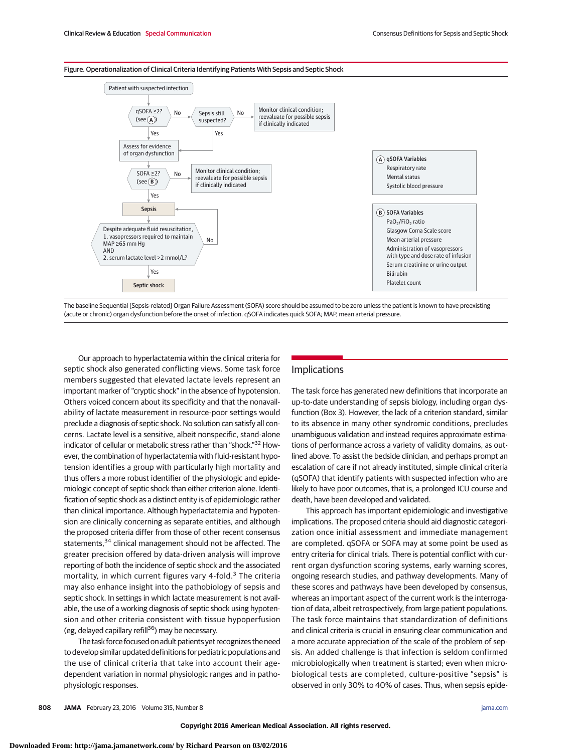Figure. Operationalization of Clinical Criteria Identifying Patients With Sepsis and Septic Shock

Patient with suspected infection

qSOFA ≥2? (see A)

No

Sepsis still suspected?

No

Monitor clinical condition; reevaluate for possible sepsis if clinically indicated

Yes

Yes

Assess for evidence of organ dysfunction

SOFA ≥2? (see B)

No

Monitor clinical condition; reevaluate for possible sepsis if clinically indicated

Yes

Sepsis

Despite adequate fluid resuscitation,
1. vasopressors required to maintain MAP ≥65 mm Hg
AND
2. serum lactate level >2 mmol/L?

No

Yes

Septic shock

A qSOFA Variables
Respiratory rate
Mental status
Systolic blood pressure

B SOFA Variables
$PaO_2/FiO_2$ ratio
Glasgow Coma Scale score
Mean arterial pressure
Administration of vasopressors with type and dose rate of infusion
Serum creatinine or urine output
Bilirubin
Platelet count

The baseline Sequential [Sepsis-related] Organ Failure Assessment (SOFA) score should be assumed to be zero unless the patient is known to have preexisting (acute or chronic) organ dysfunction before the onset of infection. qSOFA indicates quick SOFA; MAP, mean arterial pressure.

Our approach to hyperlactatemia within the clinical criteria for septic shock also generated conflicting views. Some task force members suggested that elevated lactate levels represent an important marker of "cryptic shock" in the absence of hypotension. Others voiced concern about its specificity and that the nonavailability of lactate measurement in resource-poor settings would preclude a diagnosis of septic shock. No solution can satisfy all concerns. Lactate level is a sensitive, albeit nonspecific, stand-alone indicator of cellular or metabolic stress rather than "shock."[32] However, the combination of hyperlactatemia with fluid-resistant hypotension identifies a group with particularly high mortality and thus offers a more robust identifier of the physiologic and epidemiologic concept of septic shock than either criterion alone. Identification of septic shock as a distinct entity is of epidemiologic rather than clinical importance. Although hyperlactatemia and hypotension are clinically concerning as separate entities, and although the proposed criteria differ from those of other recent consensus statements,[34] clinical management should not be affected. The greater precision offered by data-driven analysis will improve reporting of both the incidence of septic shock and the associated mortality, in which current figures vary 4-fold.[3] The criteria may also enhance insight into the pathobiology of sepsis and septic shock. In settings in which lactate measurement is not available, the use of a working diagnosis of septic shock using hypotension and other criteria consistent with tissue hypoperfusion (eg, delayed capillary refill[36]) may be necessary.

The task force focused on adult patients yet recognizes the need to develop similar updated definitions for pediatric populations and the use of clinical criteria that take into account their age-dependent variation in normal physiologic ranges and in pathophysiologic responses.

## Implications

The task force has generated new definitions that incorporate an up-to-date understanding of sepsis biology, including organ dysfunction (Box 3). However, the lack of a criterion standard, similar to its absence in many other syndromic conditions, precludes unambiguous validation and instead requires approximate estimations of performance across a variety of validity domains, as outlined above. To assist the bedside clinician, and perhaps prompt an escalation of care if not already instituted, simple clinical criteria (qSOFA) that identify patients with suspected infection who are likely to have poor outcomes, that is, a prolonged ICU course and death, have been developed and validated.

This approach has important epidemiologic and investigative implications. The proposed criteria should aid diagnostic categorization once initial assessment and immediate management are completed. qSOFA or SOFA may at some point be used as entry criteria for clinical trials. There is potential conflict with current organ dysfunction scoring systems, early warning scores, ongoing research studies, and pathway developments. Many of these scores and pathways have been developed by consensus, whereas an important aspect of the current work is the interrogation of data, albeit retrospectively, from large patient populations. The task force maintains that standardization of definitions and clinical criteria is crucial in ensuring clear communication and a more accurate appreciation of the scale of the problem of sepsis. An added challenge is that infection is seldom confirmed microbiologically when treatment is started; even when microbiological tests are completed, culture-positive "sepsis" is observed in only 30% to 40% of cases. Thus, when sepsis epide-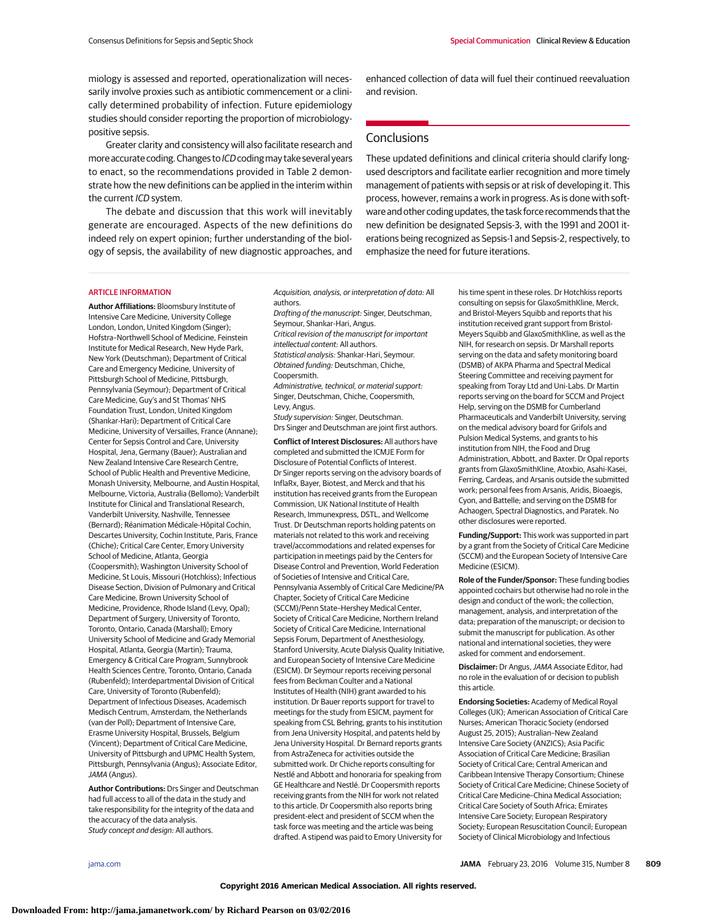miology is assessed and reported, operationalization will necessarily involve proxies such as antibiotic commencement or a clinically determined probability of infection. Future epidemiology studies should consider reporting the proportion of microbiology-positive sepsis.

Greater clarity and consistency will also facilitate research and more accurate coding. Changes to *ICD* coding may take several years to enact, so the recommendations provided in Table 2 demonstrate how the new definitions can be applied in the interim within the current *ICD* system.

The debate and discussion that this work will inevitably generate are encouraged. Aspects of the new definitions do indeed rely on expert opinion; further understanding of the biology of sepsis, the availability of new diagnostic approaches, and enhanced collection of data will fuel their continued reevaluation and revision.

## Conclusions

These updated definitions and clinical criteria should clarify long-used descriptors and facilitate earlier recognition and more timely management of patients with sepsis or at risk of developing it. This process, however, remains a work in progress. As is done with software and other coding updates, the task force recommends that the new definition be designated Sepsis-3, with the 1991 and 2001 iterations being recognized as Sepsis-1 and Sepsis-2, respectively, to emphasize the need for future iterations.

### ARTICLE INFORMATION

**Author Affiliations:** Bloomsbury Institute of Intensive Care Medicine, University College London, London, United Kingdom (Singer); Hofstra–Northwell School of Medicine, Feinstein Institute for Medical Research, New Hyde Park, New York (Deutschman); Department of Critical Care and Emergency Medicine, University of Pittsburgh School of Medicine, Pittsburgh, Pennsylvania (Seymour); Department of Critical Care Medicine, Guy's and St Thomas' NHS Foundation Trust, London, United Kingdom (Shankar-Hari); Department of Critical Care Medicine, University of Versailles, France (Annane); Center for Sepsis Control and Care, University Hospital, Jena, Germany (Bauer); Australian and New Zealand Intensive Care Research Centre, School of Public Health and Preventive Medicine, Monash University, Melbourne, and Austin Hospital, Melbourne, Victoria, Australia (Bellomo); Vanderbilt Institute for Clinical and Translational Research, Vanderbilt University, Nashville, Tennessee (Bernard); Réanimation Médicale-Hôpital Cochin, Descartes University, Cochin Institute, Paris, France (Chiche); Critical Care Center, Emory University School of Medicine, Atlanta, Georgia (Coopersmith); Washington University School of Medicine, St Louis, Missouri (Hotchkiss); Infectious Disease Section, Division of Pulmonary and Critical Care Medicine, Brown University School of Medicine, Providence, Rhode Island (Levy, Opal); Department of Surgery, University of Toronto, Toronto, Ontario, Canada (Marshall); Emory University School of Medicine and Grady Memorial Hospital, Atlanta, Georgia (Martin); Trauma, Emergency & Critical Care Program, Sunnybrook Health Sciences Centre, Toronto, Ontario, Canada (Rubenfeld); Interdepartmental Division of Critical Care, University of Toronto (Rubenfeld); Department of Infectious Diseases, Academisch Medisch Centrum, Amsterdam, the Netherlands (van der Poll); Department of Intensive Care, Erasme University Hospital, Brussels, Belgium (Vincent); Department of Critical Care Medicine, University of Pittsburgh and UPMC Health System, Pittsburgh, Pennsylvania (Angus); Associate Editor, *JAMA* (Angus).

**Author Contributions:** Drs Singer and Deutschman had full access to all of the data in the study and take responsibility for the integrity of the data and the accuracy of the data analysis.
*Study concept and design:* All authors.
*Acquisition, analysis, or interpretation of data:* All authors.
*Drafting of the manuscript:* Singer, Deutschman, Seymour, Shankar-Hari, Angus.
*Critical revision of the manuscript for important intellectual content:* All authors.
*Statistical analysis:* Shankar-Hari, Seymour.
*Obtained funding:* Deutschman, Chiche, Coopersmith.
*Administrative, technical, or material support:* Singer, Deutschman, Chiche, Coopersmith, Levy, Angus.
*Study supervision:* Singer, Deutschman.
Drs Singer and Deutschman are joint first authors.

**Conflict of Interest Disclosures:** All authors have completed and submitted the ICMJE Form for Disclosure of Potential Conflicts of Interest. Dr Singer reports serving on the advisory boards of InflaRx, Bayer, Biotest, and Merck and that his institution has received grants from the European Commission, UK National Institute of Health Research, Immunexpress, DSTL, and Wellcome Trust. Dr Deutschman reports holding patents on materials not related to this work and receiving travel/accommodations and related expenses for participation in meetings paid by the Centers for Disease Control and Prevention, World Federation of Societies of Intensive and Critical Care, Pennsylvania Assembly of Critical Care Medicine/PA Chapter, Society of Critical Care Medicine (SCCM)/Penn State–Hershey Medical Center, Society of Critical Care Medicine, Northern Ireland Society of Critical Care Medicine, International Sepsis Forum, Department of Anesthesiology, Stanford University, Acute Dialysis Quality Initiative, and European Society of Intensive Care Medicine (ESICM). Dr Seymour reports receiving personal fees from Beckman Coulter and a National Institutes of Health (NIH) grant awarded to his institution. Dr Bauer reports support for travel to meetings for the study from ESICM, payment for speaking from CSL Behring, grants to his institution from Jena University Hospital, and patents held by Jena University Hospital. Dr Bernard reports grants from AstraZeneca for activities outside the submitted work. Dr Chiche reports consulting for Nestlé and Abbott and honoraria for speaking from GE Healthcare and Nestlé. Dr Coopersmith reports receiving grants from the NIH for work not related to this article. Dr Coopersmith also reports bring president-elect and president of SCCM when the task force was meeting and the article was being drafted. A stipend was paid to Emory University for his time spent in these roles. Dr Hotchkiss reports consulting on sepsis for GlaxoSmithKline, Merck, and Bristol-Meyers Squibb and reports that his institution received grant support from Bristol-Meyers Squibb and GlaxoSmithKline, as well as the NIH, for research on sepsis. Dr Marshall reports serving on the data and safety monitoring board (DSMB) of AKPA Pharma and Spectral Medical Steering Committee and receiving payment for speaking from Toray Ltd and Uni-Labs. Dr Martin reports serving on the board for SCCM and Project Help, serving on the DSMB for Cumberland Pharmaceuticals and Vanderbilt University, serving on the medical advisory board for Grifols and Pulsion Medical Systems, and grants to his institution from NIH, the Food and Drug Administration, Abbott, and Baxter. Dr Opal reports grants from GlaxoSmithKline, Atoxbio, Asahi-Kasei, Ferring, Cardeas, and Arsanis outside the submitted work; personal fees from Arsanis, Aridis, Bioaegis, Cyon, and Battelle; and serving on the DSMB for Achaogen, Spectral Diagnostics, and Paratek. No other disclosures were reported.

**Funding/Support:** This work was supported in part by a grant from the Society of Critical Care Medicine (SCCM) and the European Society of Intensive Care Medicine (ESICM).

**Role of the Funder/Sponsor:** These funding bodies appointed cochairs but otherwise had no role in the design and conduct of the work; the collection, management, analysis, and interpretation of the data; preparation of the manuscript; or decision to submit the manuscript for publication. As other national and international societies, they were asked for comment and endorsement.

**Disclaimer:** Dr Angus, *JAMA* Associate Editor, had no role in the evaluation of or decision to publish this article.

**Endorsing Societies:** Academy of Medical Royal Colleges (UK); American Association of Critical Care Nurses; American Thoracic Society (endorsed August 25, 2015); Australian–New Zealand Intensive Care Society (ANZICS); Asia Pacific Association of Critical Care Medicine; Brasilian Society of Critical Care; Central American and Caribbean Intensive Therapy Consortium; Chinese Society of Critical Care Medicine; Chinese Society of Critical Care Medicine–China Medical Association; Critical Care Society of South Africa; Emirates Intensive Care Society; European Respiratory Society; European Resuscitation Council; European Society of Clinical Microbiology and Infectious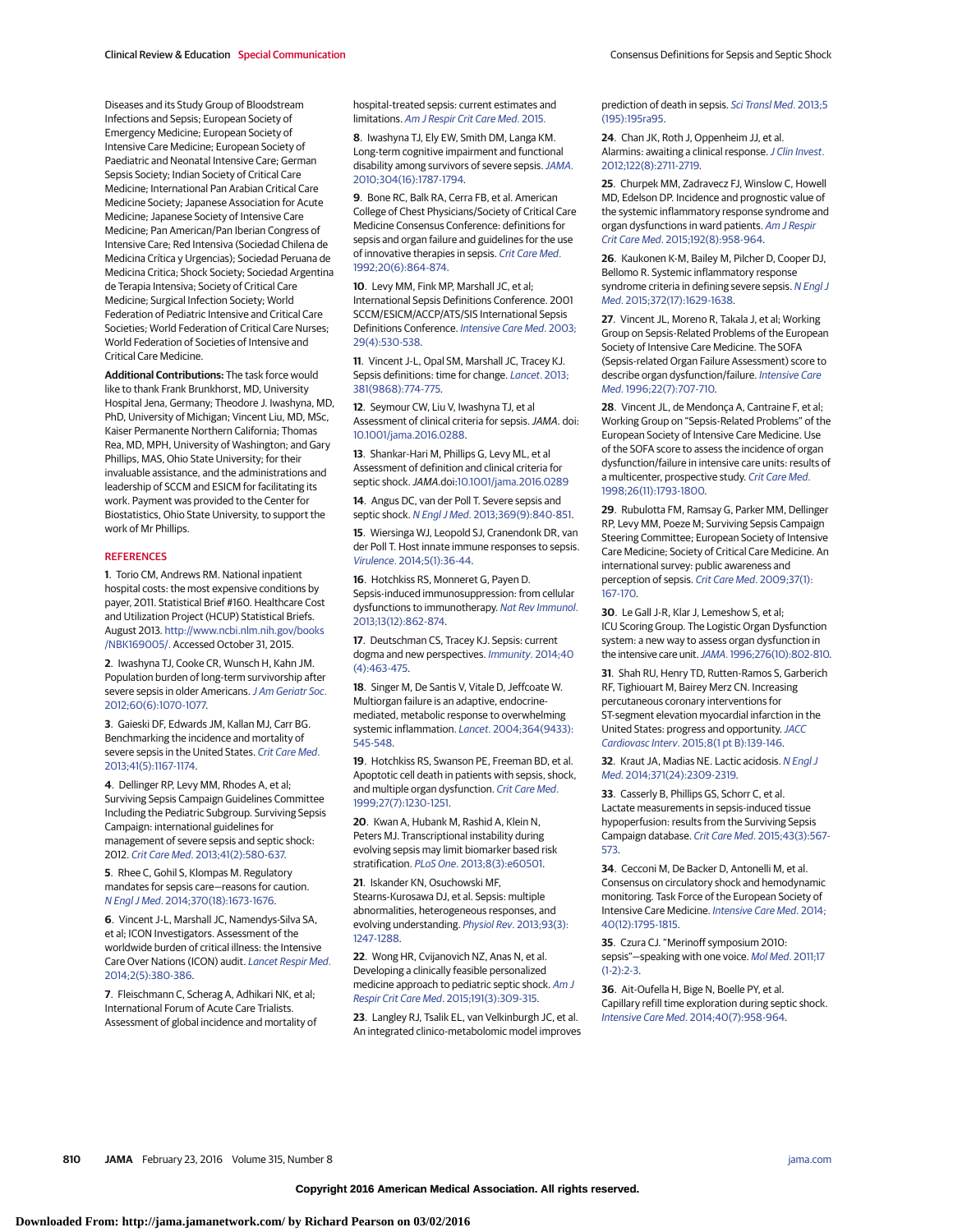Diseases and its Study Group of Bloodstream Infections and Sepsis; European Society of Emergency Medicine; European Society of Intensive Care Medicine; European Society of Paediatric and Neonatal Intensive Care; German Sepsis Society; Indian Society of Critical Care Medicine; International Pan Arabian Critical Care Medicine Society; Japanese Association for Acute Medicine; Japanese Society of Intensive Care Medicine; Pan American/Pan Iberian Congress of Intensive Care; Red Intensiva (Sociedad Chilena de Medicina Crítica y Urgencias); Sociedad Peruana de Medicina Critica; Shock Society; Sociedad Argentina de Terapia Intensiva; Society of Critical Care Medicine; Surgical Infection Society; World Federation of Pediatric Intensive and Critical Care Societies; World Federation of Critical Care Nurses; World Federation of Societies of Intensive and Critical Care Medicine.

**Additional Contributions:** The task force would like to thank Frank Brunkhorst, MD, University Hospital Jena, Germany; Theodore J. Iwashyna, MD, PhD, University of Michigan; Vincent Liu, MD, MSc, Kaiser Permanente Northern California; Thomas Rea, MD, MPH, University of Washington; and Gary Phillips, MAS, Ohio State University; for their invaluable assistance, and the administrations and leadership of SCCM and ESICM for facilitating its work. Payment was provided to the Center for Biostatistics, Ohio State University, to support the work of Mr Phillips.

## REFERENCES

1. Torio CM, Andrews RM. National inpatient hospital costs: the most expensive conditions by payer, 2011. Statistical Brief #160. Healthcare Cost and Utilization Project (HCUP) Statistical Briefs. August 2013. http://www.ncbi.nlm.nih.gov/books/NBK169005/. Accessed October 31, 2015.

2. Iwashyna TJ, Cooke CR, Wunsch H, Kahn JM. Population burden of long-term survivorship after severe sepsis in older Americans. *J Am Geriatr Soc*. 2012;60(6):1070-1077.

3. Gaieski DF, Edwards JM, Kallan MJ, Carr BG. Benchmarking the incidence and mortality of severe sepsis in the United States. *Crit Care Med*. 2013;41(5):1167-1174.

4. Dellinger RP, Levy MM, Rhodes A, et al; Surviving Sepsis Campaign Guidelines Committee Including the Pediatric Subgroup. Surviving Sepsis Campaign: international guidelines for management of severe sepsis and septic shock: 2012. *Crit Care Med*. 2013;41(2):580-637.

5. Rhee C, Gohil S, Klompas M. Regulatory mandates for sepsis care—reasons for caution. *N Engl J Med*. 2014;370(18):1673-1676.

6. Vincent J-L, Marshall JC, Namendys-Silva SA, et al; ICON Investigators. Assessment of the worldwide burden of critical illness: the Intensive Care Over Nations (ICON) audit. *Lancet Respir Med*. 2014;2(5):380-386.

7. Fleischmann C, Scherag A, Adhikari NK, et al; International Forum of Acute Care Trialists. Assessment of global incidence and mortality of hospital-treated sepsis: current estimates and limitations. *Am J Respir Crit Care Med*. 2015.

8. Iwashyna TJ, Ely EW, Smith DM, Langa KM. Long-term cognitive impairment and functional disability among survivors of severe sepsis. *JAMA*. 2010;304(16):1787-1794.

9. Bone RC, Balk RA, Cerra FB, et al. American College of Chest Physicians/Society of Critical Care Medicine Consensus Conference: definitions for sepsis and organ failure and guidelines for the use of innovative therapies in sepsis. *Crit Care Med*. 1992;20(6):864-874.

10. Levy MM, Fink MP, Marshall JC, et al; International Sepsis Definitions Conference. 2001 SCCM/ESICM/ACCP/ATS/SIS International Sepsis Definitions Conference. *Intensive Care Med*. 2003;29(4):530-538.

11. Vincent J-L, Opal SM, Marshall JC, Tracey KJ. Sepsis definitions: time for change. *Lancet*. 2013;381(9868):774-775.

12. Seymour CW, Liu V, Iwashyna TJ, et al. Assessment of clinical criteria for sepsis. *JAMA*. doi:10.1001/jama.2016.0288.

13. Shankar-Hari M, Phillips G, Levy ML, et al. Assessment of definition and clinical criteria for septic shock. *JAMA*.doi:10.1001/jama.2016.0289

14. Angus DC, van der Poll T. Severe sepsis and septic shock. *N Engl J Med*. 2013;369(9):840-851.

15. Wiersinga WJ, Leopold SJ, Cranendonk DR, van der Poll T. Host innate immune responses to sepsis. *Virulence*. 2014;5(1):36-44.

16. Hotchkiss RS, Monneret G, Payen D. Sepsis-induced immunosuppression: from cellular dysfunctions to immunotherapy. *Nat Rev Immunol*. 2013;13(12):862-874.

17. Deutschman CS, Tracey KJ. Sepsis: current dogma and new perspectives. *Immunity*. 2014;40(4):463-475.

18. Singer M, De Santis V, Vitale D, Jeffcoate W. Multiorgan failure is an adaptive, endocrine-mediated, metabolic response to overwhelming systemic inflammation. *Lancet*. 2004;364(9433):545-548.

19. Hotchkiss RS, Swanson PE, Freeman BD, et al. Apoptotic cell death in patients with sepsis, shock, and multiple organ dysfunction. *Crit Care Med*. 1999;27(7):1230-1251.

20. Kwan A, Hubank M, Rashid A, Klein N, Peters MJ. Transcriptional instability during evolving sepsis may limit biomarker based risk stratification. *PLoS One*. 2013;8(3):e60501.

21. Iskander KN, Osuchowski MF, Stearns-Kurosawa DJ, et al. Sepsis: multiple abnormalities, heterogeneous responses, and evolving understanding. *Physiol Rev*. 2013;93(3):1247-1288.

22. Wong HR, Cvijanovich NZ, Anas N, et al. Developing a clinically feasible personalized medicine approach to pediatric septic shock. *Am J Respir Crit Care Med*. 2015;191(3):309-315.

23. Langley RJ, Tsalik EL, van Velkinburgh JC, et al. An integrated clinico-metabolomic model improves prediction of death in sepsis. *Sci Transl Med*. 2013;5(195):195ra95.

24. Chan JK, Roth J, Oppenheim JJ, et al. Alarmins: awaiting a clinical response. *J Clin Invest*. 2012;122(8):2711-2719.

25. Churpek MM, Zadravecz FJ, Winslow C, Howell MD, Edelson DP. Incidence and prognostic value of the systemic inflammatory response syndrome and organ dysfunctions in ward patients. *Am J Respir Crit Care Med*. 2015;192(8):958-964.

26. Kaukonen K-M, Bailey M, Pilcher D, Cooper DJ, Bellomo R. Systemic inflammatory response syndrome criteria in defining severe sepsis. *N Engl J Med*. 2015;372(17):1629-1638.

27. Vincent JL, Moreno R, Takala J, et al; Working Group on Sepsis-Related Problems of the European Society of Intensive Care Medicine. The SOFA (Sepsis-related Organ Failure Assessment) score to describe organ dysfunction/failure. *Intensive Care Med*. 1996;22(7):707-710.

28. Vincent JL, de Mendonça A, Cantraine F, et al; Working Group on "Sepsis-Related Problems" of the European Society of Intensive Care Medicine. Use of the SOFA score to assess the incidence of organ dysfunction/failure in intensive care units: results of a multicenter, prospective study. *Crit Care Med*. 1998;26(11):1793-1800.

29. Rubulotta FM, Ramsay G, Parker MM, Dellinger RP, Levy MM, Poeze M; Surviving Sepsis Campaign Steering Committee; European Society of Intensive Care Medicine; Society of Critical Care Medicine. An international survey: public awareness and perception of sepsis. *Crit Care Med*. 2009;37(1):167-170.

30. Le Gall J-R, Klar J, Lemeshow S, et al; ICU Scoring Group. The Logistic Organ Dysfunction system: a new way to assess organ dysfunction in the intensive care unit. *JAMA*. 1996;276(10):802-810.

31. Shah RU, Henry TD, Rutten-Ramos S, Garberich RF, Tighiouart M, Bairey Merz CN. Increasing percutaneous coronary interventions for ST-segment elevation myocardial infarction in the United States: progress and opportunity. *JACC Cardiovasc Interv*. 2015;8(1 pt B):139-146.

32. Kraut JA, Madias NE. Lactic acidosis. *N Engl J Med*. 2014;371(24):2309-2319.

33. Casserly B, Phillips GS, Schorr C, et al. Lactate measurements in sepsis-induced tissue hypoperfusion: results from the Surviving Sepsis Campaign database. *Crit Care Med*. 2015;43(3):567-573.

34. Cecconi M, De Backer D, Antonelli M, et al. Consensus on circulatory shock and hemodynamic monitoring. Task Force of the European Society of Intensive Care Medicine. *Intensive Care Med*. 2014;40(12):1795-1815.

35. Czura CJ. "Merinoff symposium 2010: sepsis"—speaking with one voice. *Mol Med*. 2011;17(1-2):2-3.

36. Ait-Oufella H, Bige N, Boelle PY, et al. Capillary refill time exploration during septic shock. *Intensive Care Med*. 2014;40(7):958-964.